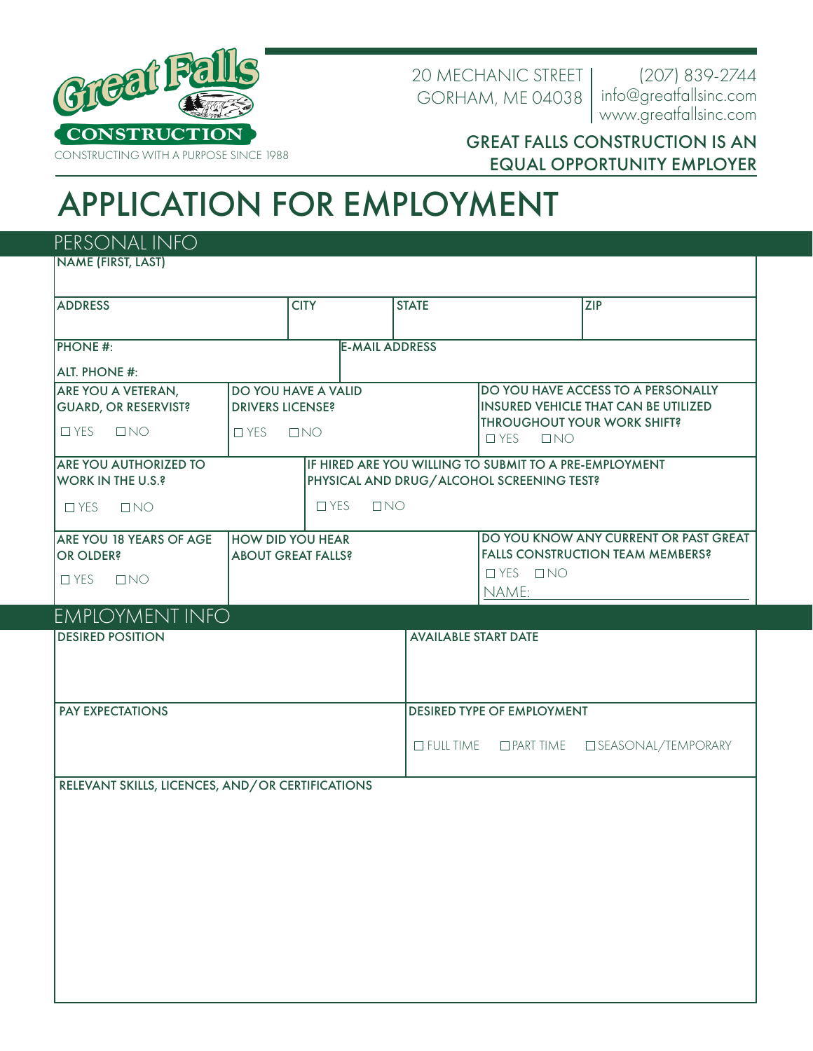**Great Falls CONSTRUCTION**

CONSTRUCTING WITH A PURPOSE SINCE 1988

20 MECHANIC STREET
GORHAM, ME 04038

(207) 839-2744
info@greatfallsinc.com
www.greatfallsinc.com

**GREAT FALLS CONSTRUCTION IS AN EQUAL OPPORTUNITY EMPLOYER**

# APPLICATION FOR EMPLOYMENT

## PERSONAL INFO

**NAME (FIRST, LAST)**

| ADDRESS | CITY | STATE | ZIP |
|---|---|---|---|
| | | | |

| PHONE #: <br> ALT. PHONE #: | E-MAIL ADDRESS |
|---|---|

| ARE YOU A VETERAN, GUARD, OR RESERVIST? | DO YOU HAVE A VALID DRIVERS LICENSE? | DO YOU HAVE ACCESS TO A PERSONALLY INSURED VEHICLE THAT CAN BE UTILIZED THROUGHOUT YOUR WORK SHIFT? |
|---|---|---|
| ☐ YES ☐ NO | ☐ YES ☐ NO | ☐ YES ☐ NO |

| ARE YOU AUTHORIZED TO WORK IN THE U.S.? | IF HIRED ARE YOU WILLING TO SUBMIT TO A PRE-EMPLOYMENT PHYSICAL AND DRUG/ALCOHOL SCREENING TEST? |
|---|---|
| ☐ YES ☐ NO | ☐ YES ☐ NO |

| ARE YOU 18 YEARS OF AGE OR OLDER? | HOW DID YOU HEAR ABOUT GREAT FALLS? | DO YOU KNOW ANY CURRENT OR PAST GREAT FALLS CONSTRUCTION TEAM MEMBERS? |
|---|---|---|
| ☐ YES ☐ NO | | ☐ YES ☐ NO <br> NAME: |

## EMPLOYMENT INFO

| DESIRED POSITION | AVAILABLE START DATE |
|---|---|
| | |

| PAY EXPECTATIONS | DESIRED TYPE OF EMPLOYMENT |
|---|---|
| | ☐ FULL TIME ☐ PART TIME ☐ SEASONAL/TEMPORARY |

**RELEVANT SKILLS, LICENCES, AND/OR CERTIFICATIONS**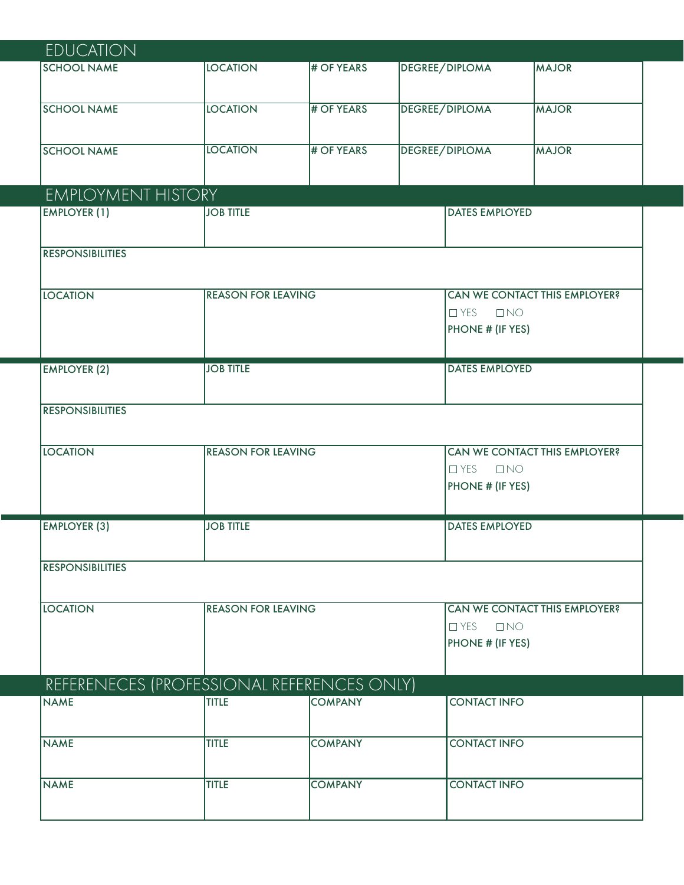## EDUCATION

| SCHOOL NAME | LOCATION | # OF YEARS | DEGREE/DIPLOMA | MAJOR |
|---|---|---|---|---|
| | | | | |
| SCHOOL NAME | LOCATION | # OF YEARS | DEGREE/DIPLOMA | MAJOR |
| | | | | |
| SCHOOL NAME | LOCATION | # OF YEARS | DEGREE/DIPLOMA | MAJOR |
| | | | | |

## EMPLOYMENT HISTORY

| EMPLOYER (1) | JOB TITLE | DATES EMPLOYED |
|---|---|---|
| | | |
| RESPONSIBILITIES | | |
| | | |
| LOCATION | REASON FOR LEAVING | CAN WE CONTACT THIS EMPLOYER? ☐ YES ☐ NO PHONE # (IF YES) |

| EMPLOYER (2) | JOB TITLE | DATES EMPLOYED |
|---|---|---|
| | | |
| RESPONSIBILITIES | | |
| | | |
| LOCATION | REASON FOR LEAVING | CAN WE CONTACT THIS EMPLOYER? ☐ YES ☐ NO PHONE # (IF YES) |

| EMPLOYER (3) | JOB TITLE | DATES EMPLOYED |
|---|---|---|
| | | |
| RESPONSIBILITIES | | |
| | | |
| LOCATION | REASON FOR LEAVING | CAN WE CONTACT THIS EMPLOYER? ☐ YES ☐ NO PHONE # (IF YES) |

## REFERENECES (PROFESSIONAL REFERENCES ONLY)

| NAME | TITLE | COMPANY | CONTACT INFO |
|---|---|---|---|
| | | | |
| NAME | TITLE | COMPANY | CONTACT INFO |
| | | | |
| NAME | TITLE | COMPANY | CONTACT INFO |
| | | | |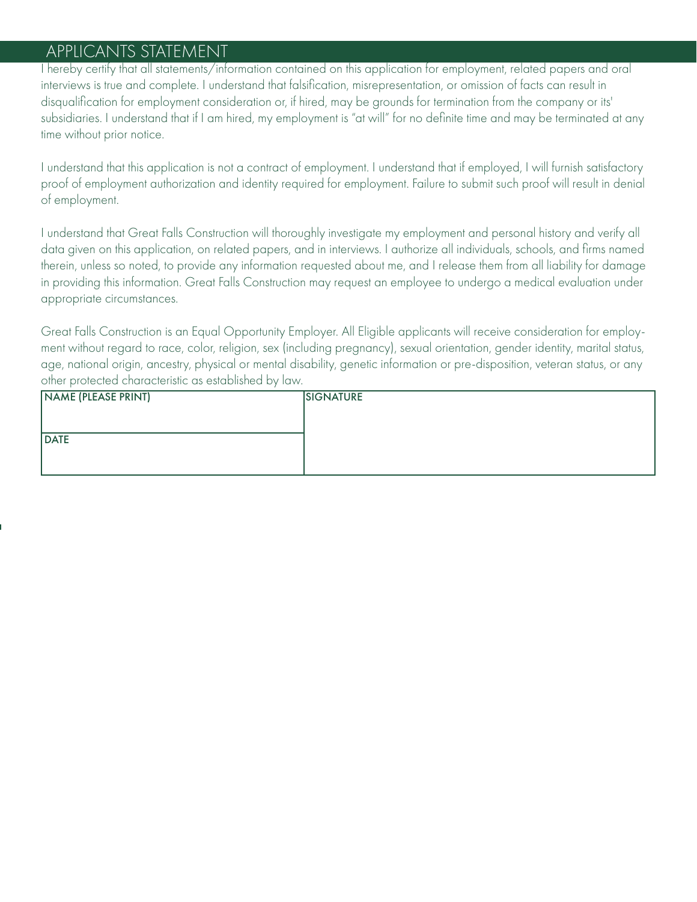## APPLICANTS STATEMENT

I hereby certify that all statements/information contained on this application for employment, related papers and oral interviews is true and complete. I understand that falsification, misrepresentation, or omission of facts can result in disqualification for employment consideration or, if hired, may be grounds for termination from the company or its' subsidiaries. I understand that if I am hired, my employment is "at will" for no definite time and may be terminated at any time without prior notice.

I understand that this application is not a contract of employment. I understand that if employed, I will furnish satisfactory proof of employment authorization and identity required for employment. Failure to submit such proof will result in denial of employment.

I understand that Great Falls Construction will thoroughly investigate my employment and personal history and verify all data given on this application, on related papers, and in interviews. I authorize all individuals, schools, and firms named therein, unless so noted, to provide any information requested about me, and I release them from all liability for damage in providing this information. Great Falls Construction may request an employee to undergo a medical evaluation under appropriate circumstances.

Great Falls Construction is an Equal Opportunity Employer. All Eligible applicants will receive consideration for employment without regard to race, color, religion, sex (including pregnancy), sexual orientation, gender identity, marital status, age, national origin, ancestry, physical or mental disability, genetic information or pre-disposition, veteran status, or any other protected characteristic as established by law.

| | |
|---|---|
| **NAME (PLEASE PRINT)** | **SIGNATURE** |
| **DATE** | |